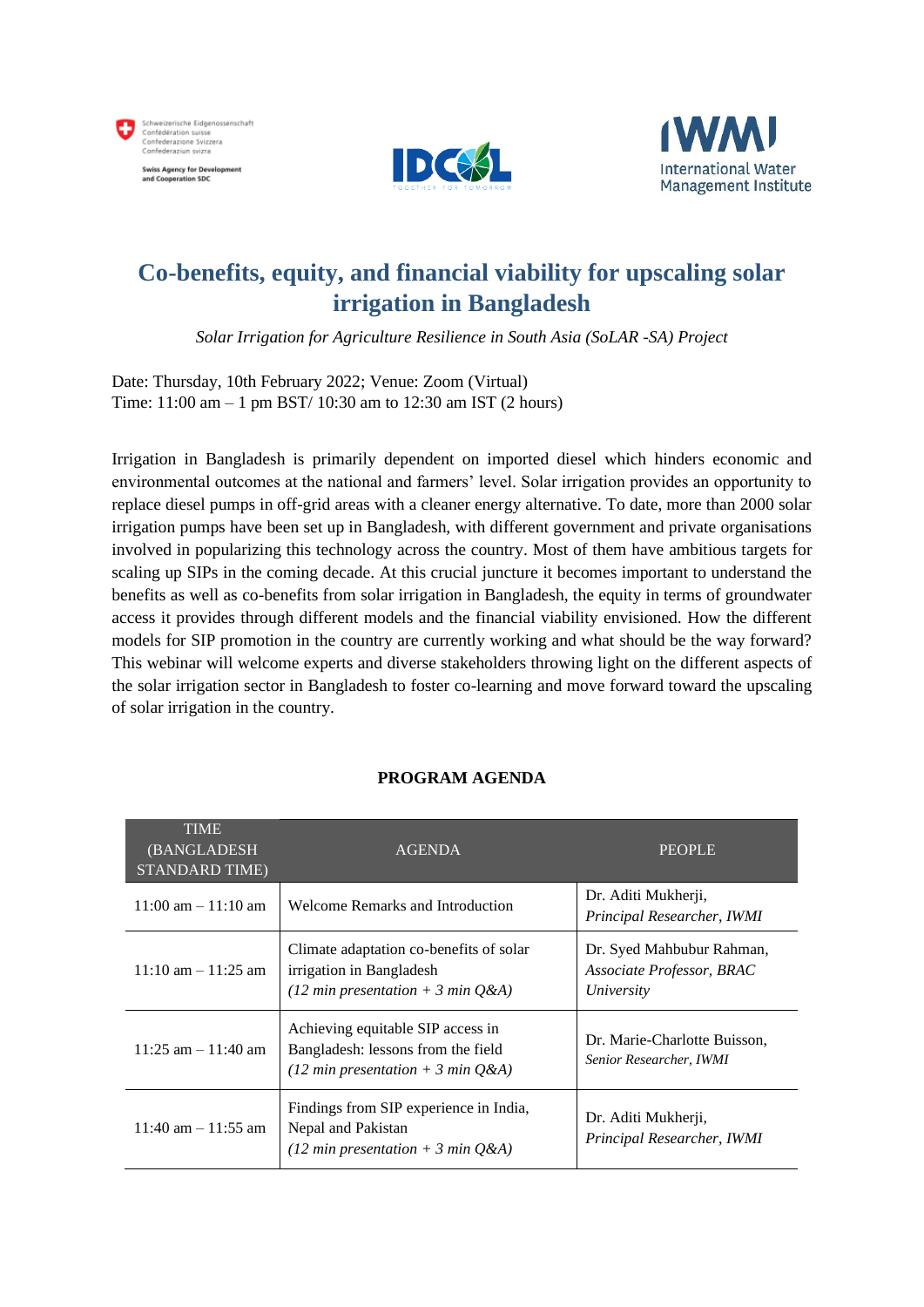# Co-benefits, equity, and financial viability for upscaling solar irrigation in Bangladesh

*Solar Irrigation for Agriculture Resilience in South Asia (SoLAR -SA) Project*

Date: Thursday, 10th February 2022; Venue: Zoom (Virtual)
Time: 11:00 am – 1 pm BST/ 10:30 am to 12:30 am IST (2 hours)

Irrigation in Bangladesh is primarily dependent on imported diesel which hinders economic and environmental outcomes at the national and farmers' level. Solar irrigation provides an opportunity to replace diesel pumps in off-grid areas with a cleaner energy alternative. To date, more than 2000 solar irrigation pumps have been set up in Bangladesh, with different government and private organisations involved in popularizing this technology across the country. Most of them have ambitious targets for scaling up SIPs in the coming decade. At this crucial juncture it becomes important to understand the benefits as well as co-benefits from solar irrigation in Bangladesh, the equity in terms of groundwater access it provides through different models and the financial viability envisioned. How the different models for SIP promotion in the country are currently working and what should be the way forward? This webinar will welcome experts and diverse stakeholders throwing light on the different aspects of the solar irrigation sector in Bangladesh to foster co-learning and move forward toward the upscaling of solar irrigation in the country.

**PROGRAM AGENDA**

| TIME (BANGLADESH STANDARD TIME) | AGENDA | PEOPLE |
|---|---|---|
| 11:00 am – 11:10 am | Welcome Remarks and Introduction | Dr. Aditi Mukherji, *Principal Researcher, IWMI* |
| 11:10 am – 11:25 am | Climate adaptation co-benefits of solar irrigation in Bangladesh *(12 min presentation + 3 min Q&A)* | Dr. Syed Mahbubur Rahman, *Associate Professor, BRAC University* |
| 11:25 am – 11:40 am | Achieving equitable SIP access in Bangladesh: lessons from the field *(12 min presentation + 3 min Q&A)* | Dr. Marie-Charlotte Buisson, *Senior Researcher, IWMI* |
| 11:40 am – 11:55 am | Findings from SIP experience in India, Nepal and Pakistan *(12 min presentation + 3 min Q&A)* | Dr. Aditi Mukherji, *Principal Researcher, IWMI* |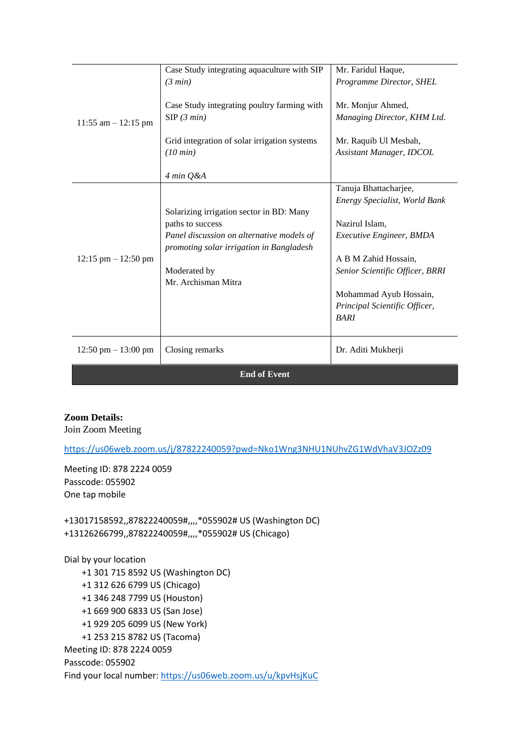| | | |
|---|---|---|
| 11:55 am – 12:15 pm | Case Study integrating aquaculture with SIP *(3 min)*<br><br>Case Study integrating poultry farming with SIP *(3 min)*<br><br>Grid integration of solar irrigation systems *(10 min)*<br><br>*4 min Q&A* | Mr. Faridul Haque, *Programme Director, SHEL*<br><br>Mr. Monjur Ahmed, *Managing Director, KHM Ltd.*<br><br>Mr. Raquib Ul Mesbah, *Assistant Manager, IDCOL* |
| 12:15 pm – 12:50 pm | Solarizing irrigation sector in BD: Many paths to success<br>*Panel discussion on alternative models of promoting solar irrigation in Bangladesh*<br><br>Moderated by<br>Mr. Archisman Mitra | Tanuja Bhattacharjee, *Energy Specialist, World Bank*<br><br>Nazirul Islam, *Executive Engineer, BMDA*<br><br>A B M Zahid Hossain, *Senior Scientific Officer, BRRI*<br><br>Mohammad Ayub Hossain, *Principal Scientific Officer, BARI* |
| 12:50 pm – 13:00 pm | Closing remarks | Dr. Aditi Mukherji |
| **End of Event** | | |

**Zoom Details:**
Join Zoom Meeting

https://us06web.zoom.us/j/87822240059?pwd=Nko1Wng3NHU1NUhvZG1WdVhaV3JOZz09

Meeting ID: 878 2224 0059
Passcode: 055902
One tap mobile

+13017158592,,87822240059#,,,,*055902# US (Washington DC)
+13126266799,,87822240059#,,,,*055902# US (Chicago)

Dial by your location
+1 301 715 8592 US (Washington DC)
+1 312 626 6799 US (Chicago)
+1 346 248 7799 US (Houston)
+1 669 900 6833 US (San Jose)
+1 929 205 6099 US (New York)
+1 253 215 8782 US (Tacoma)
Meeting ID: 878 2224 0059
Passcode: 055902
Find your local number: https://us06web.zoom.us/u/kpvHsjKuC